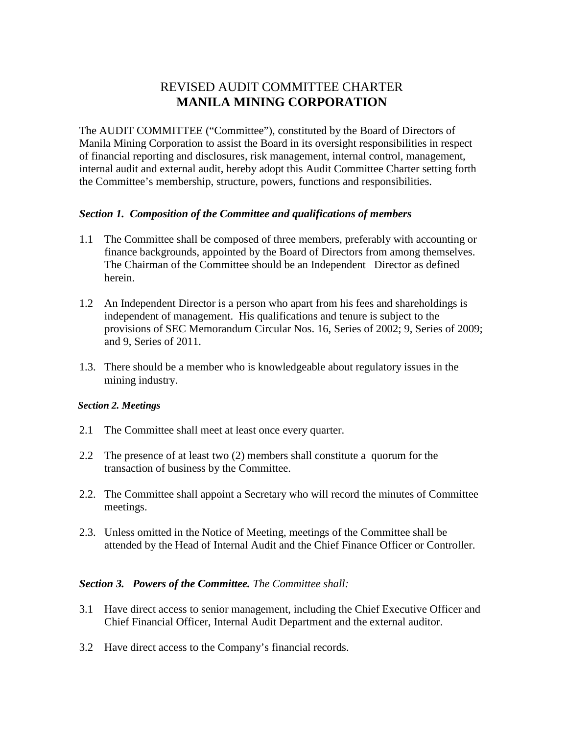# REVISED AUDIT COMMITTEE CHARTER
# **MANILA MINING CORPORATION**

The AUDIT COMMITTEE ("Committee"), constituted by the Board of Directors of Manila Mining Corporation to assist the Board in its oversight responsibilities in respect of financial reporting and disclosures, risk management, internal control, management, internal audit and external audit, hereby adopt this Audit Committee Charter setting forth the Committee's membership, structure, powers, functions and responsibilities.

### ***Section 1. Composition of the Committee and qualifications of members***

1.1 The Committee shall be composed of three members, preferably with accounting or finance backgrounds, appointed by the Board of Directors from among themselves. The Chairman of the Committee should be an Independent Director as defined herein.

1.2 An Independent Director is a person who apart from his fees and shareholdings is independent of management. His qualifications and tenure is subject to the provisions of SEC Memorandum Circular Nos. 16, Series of 2002; 9, Series of 2009; and 9, Series of 2011.

1.3. There should be a member who is knowledgeable about regulatory issues in the mining industry.

### ***Section 2. Meetings***

2.1 The Committee shall meet at least once every quarter.

2.2 The presence of at least two (2) members shall constitute a quorum for the transaction of business by the Committee.

2.2. The Committee shall appoint a Secretary who will record the minutes of Committee meetings.

2.3. Unless omitted in the Notice of Meeting, meetings of the Committee shall be attended by the Head of Internal Audit and the Chief Finance Officer or Controller.

### ***Section 3. Powers of the Committee.*** *The Committee shall:*

3.1 Have direct access to senior management, including the Chief Executive Officer and Chief Financial Officer, Internal Audit Department and the external auditor.

3.2 Have direct access to the Company's financial records.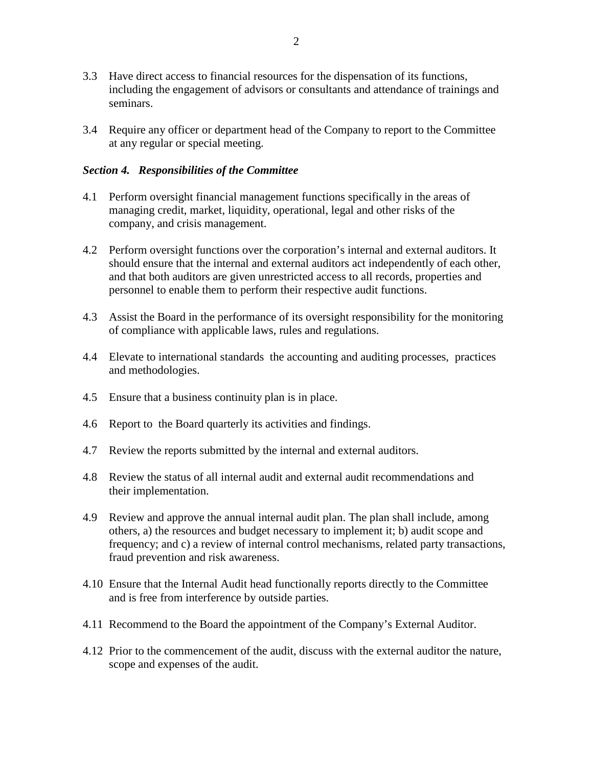3.3 Have direct access to financial resources for the dispensation of its functions, including the engagement of advisors or consultants and attendance of trainings and seminars.

3.4 Require any officer or department head of the Company to report to the Committee at any regular or special meeting.

***Section 4. Responsibilities of the Committee***

4.1 Perform oversight financial management functions specifically in the areas of managing credit, market, liquidity, operational, legal and other risks of the company, and crisis management.

4.2 Perform oversight functions over the corporation's internal and external auditors. It should ensure that the internal and external auditors act independently of each other, and that both auditors are given unrestricted access to all records, properties and personnel to enable them to perform their respective audit functions.

4.3 Assist the Board in the performance of its oversight responsibility for the monitoring of compliance with applicable laws, rules and regulations.

4.4 Elevate to international standards the accounting and auditing processes, practices and methodologies.

4.5 Ensure that a business continuity plan is in place.

4.6 Report to the Board quarterly its activities and findings.

4.7 Review the reports submitted by the internal and external auditors.

4.8 Review the status of all internal audit and external audit recommendations and their implementation.

4.9 Review and approve the annual internal audit plan. The plan shall include, among others, a) the resources and budget necessary to implement it; b) audit scope and frequency; and c) a review of internal control mechanisms, related party transactions, fraud prevention and risk awareness.

4.10 Ensure that the Internal Audit head functionally reports directly to the Committee and is free from interference by outside parties.

4.11 Recommend to the Board the appointment of the Company's External Auditor.

4.12 Prior to the commencement of the audit, discuss with the external auditor the nature, scope and expenses of the audit.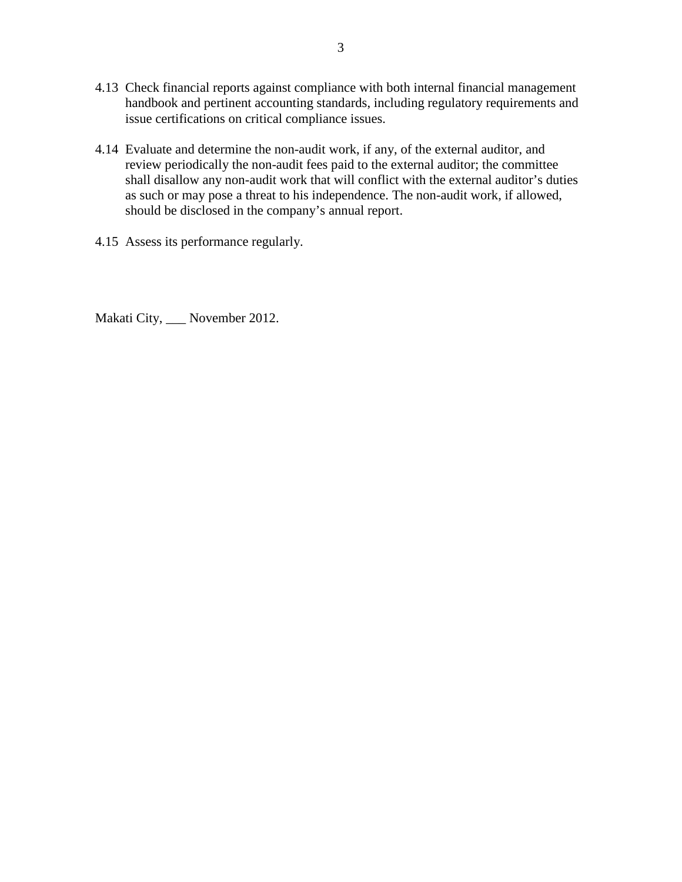4.13 Check financial reports against compliance with both internal financial management handbook and pertinent accounting standards, including regulatory requirements and issue certifications on critical compliance issues.

4.14 Evaluate and determine the non-audit work, if any, of the external auditor, and review periodically the non-audit fees paid to the external auditor; the committee shall disallow any non-audit work that will conflict with the external auditor's duties as such or may pose a threat to his independence. The non-audit work, if allowed, should be disclosed in the company's annual report.

4.15 Assess its performance regularly.

Makati City, ___ November 2012.